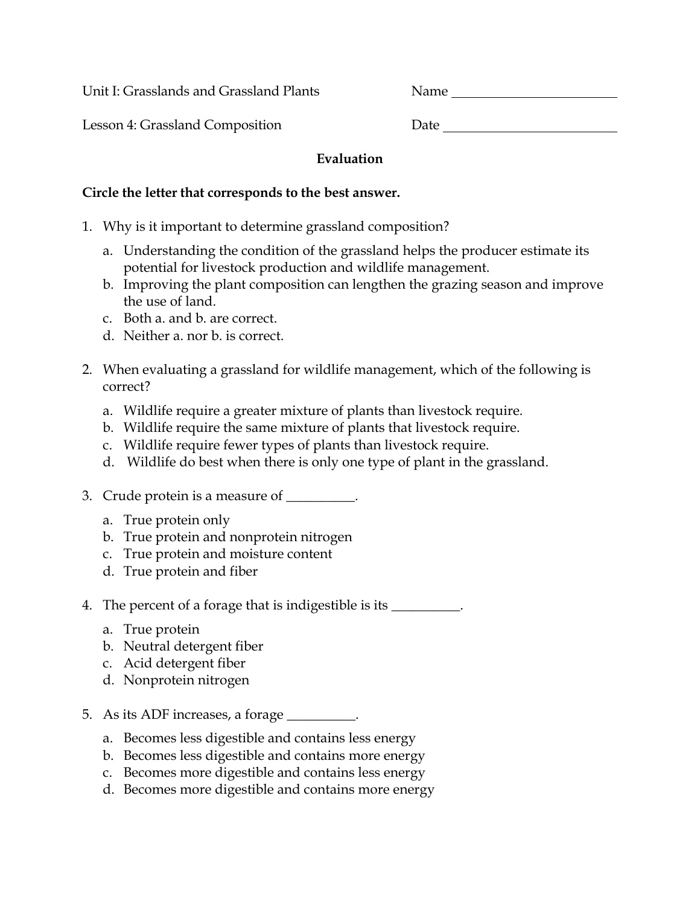Unit I: Grasslands and Grassland Plants　　　Name ____________________

Lesson 4: Grassland Composition　　　Date ____________________

**Evaluation**

**Circle the letter that corresponds to the best answer.**

1. Why is it important to determine grassland composition?
   a. Understanding the condition of the grassland helps the producer estimate its potential for livestock production and wildlife management.
   b. Improving the plant composition can lengthen the grazing season and improve the use of land.
   c. Both a. and b. are correct.
   d. Neither a. nor b. is correct.

2. When evaluating a grassland for wildlife management, which of the following is correct?
   a. Wildlife require a greater mixture of plants than livestock require.
   b. Wildlife require the same mixture of plants that livestock require.
   c. Wildlife require fewer types of plants than livestock require.
   d. Wildlife do best when there is only one type of plant in the grassland.

3. Crude protein is a measure of __________.
   a. True protein only
   b. True protein and nonprotein nitrogen
   c. True protein and moisture content
   d. True protein and fiber

4. The percent of a forage that is indigestible is its __________.
   a. True protein
   b. Neutral detergent fiber
   c. Acid detergent fiber
   d. Nonprotein nitrogen

5. As its ADF increases, a forage __________.
   a. Becomes less digestible and contains less energy
   b. Becomes less digestible and contains more energy
   c. Becomes more digestible and contains less energy
   d. Becomes more digestible and contains more energy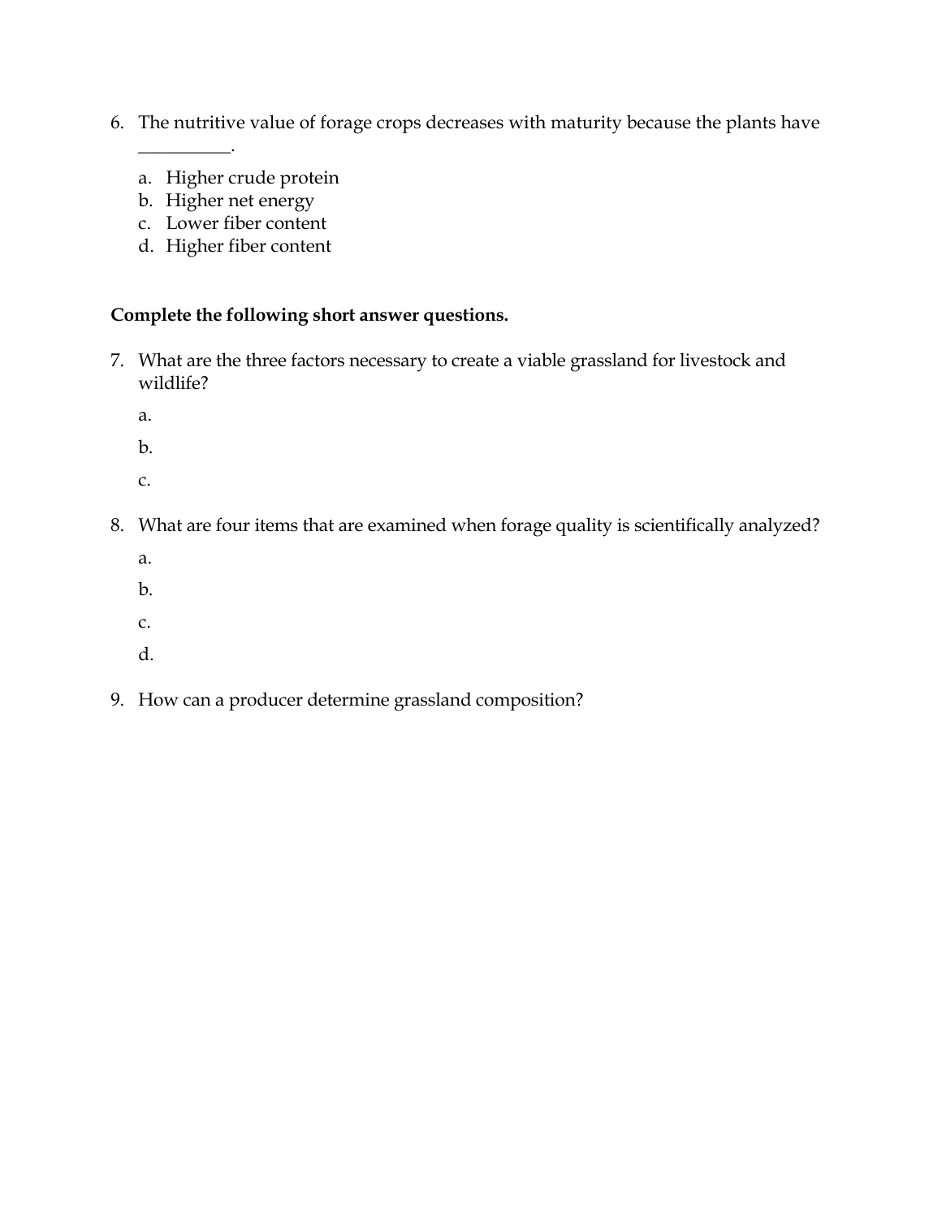6. The nutritive value of forage crops decreases with maturity because the plants have __________.

   a. Higher crude protein
   b. Higher net energy
   c. Lower fiber content
   d. Higher fiber content

**Complete the following short answer questions.**

7. What are the three factors necessary to create a viable grassland for livestock and wildlife?

   a.

   b.

   c.

8. What are four items that are examined when forage quality is scientifically analyzed?

   a.

   b.

   c.

   d.

9. How can a producer determine grassland composition?